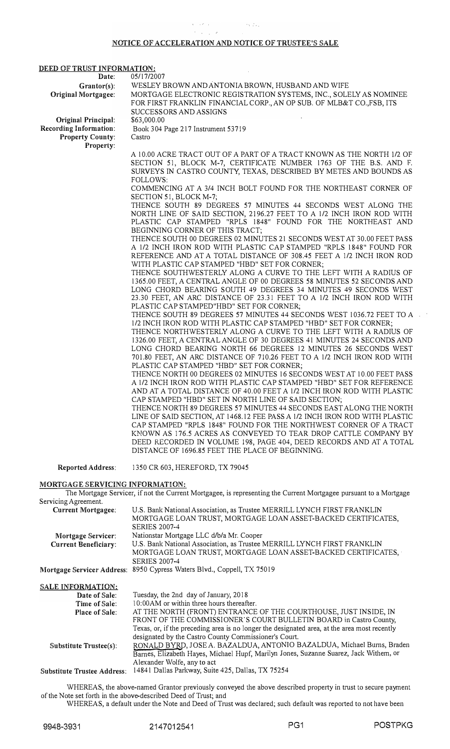# NOTICE OF ACCELERATION AND NOTICE OF TRUSTEE'S SALE

## DEED OF TRUST INFORMATION:

**Date:** 05/17/2007

**Grantor(s):** WESLEY BROWN AND ANTONIA BROWN, HUSBAND AND WIFE

**Original Mortgagee:** MORTGAGE ELECTRONIC REGISTRATION SYSTEMS, INC., SOLELY AS NOMINEE FOR FIRST FRANKLIN FINANCIAL CORP., AN OP SUB. OF MLB&T CO.,FSB, ITS SUCCESSORS AND ASSIGNS

**Original Principal:** $63,000.00

**Recording Information:** Book 304 Page 217 Instrument 53719

**Property County:** Castro

**Property:**

A 10.00 ACRE TRACT OUT OF A PART OF A TRACT KNOWN AS THE NORTH 1/2 OF SECTION 51, BLOCK M-7, CERTIFICATE NUMBER 1763 OF THE B.S. AND F. SURVEYS IN CASTRO COUNTY, TEXAS, DESCRIBED BY METES AND BOUNDS AS FOLLOWS:

COMMENCING AT A 3/4 INCH BOLT FOUND FOR THE NORTHEAST CORNER OF SECTION 51, BLOCK M-7;

THENCE SOUTH 89 DEGREES 57 MINUTES 44 SECONDS WEST ALONG THE NORTH LINE OF SAID SECTION, 2196.27 FEET TO A 1/2 INCH IRON ROD WITH PLASTIC CAP STAMPED "RPLS 1848" FOUND FOR THE NORTHEAST AND BEGINNING CORNER OF THIS TRACT;

THENCE SOUTH 00 DEGREES 02 MINUTES 21 SECONDS WEST AT 30.00 FEET PASS A 1/2 INCH IRON ROD WITH PLASTIC CAP STAMPED "RPLS 1848" FOUND FOR REFERENCE AND AT A TOTAL DISTANCE OF 308.45 FEET A 1/2 INCH IRON ROD WITH PLASTIC CAP STAMPED "HBD" SET FOR CORNER;

THENCE SOUTHWESTERLY ALONG A CURVE TO THE LEFT WITH A RADIUS OF 1365.00 FEET, A CENTRAL ANGLE OF 00 DEGREES 58 MINUTES 52 SECONDS AND LONG CHORD BEARING SOUTH 49 DEGREES 34 MINUTES 49 SECONDS WEST 23.30 FEET, AN ARC DISTANCE OF 23.31 FEET TO A 1/2 INCH IRON ROD WITH PLASTIC CAP STAMPED"HBD" SET FOR CORNER;

THENCE SOUTH 89 DEGREES 57 MINUTES 44 SECONDS WEST 1036.72 FEET TO A 1/2 INCH IRON ROD WITH PLASTIC CAP STAMPED "HBD" SET FOR CORNER;

THENCE NORTHWESTERLY ALONG A CURVE TO THE LEFT WITH A RADIUS OF 1326.00 FEET, A CENTRAL ANGLE OF 30 DEGREES 41 MINUTES 24 SECONDS AND LONG CHORD BEARING NORTH 66 DEGREES 12 MINUTES 26 SECONDS WEST 701.80 FEET, AN ARC DISTANCE OF 710.26 FEET TO A 1/2 INCH IRON ROD WITH PLASTIC CAP STAMPED "HBD" SET FOR CORNER;

THENCE NORTH 00 DEGREES 02 MINUTES 16 SECONDS WEST AT 10.00 FEET PASS A 1/2 INCH IRON ROD WITH PLASTIC CAP STAMPED "HBD" SET FOR REFERENCE AND AT A TOTAL DISTANCE OF 40.00 FEET A 1/2 INCH IRON ROD WITH PLASTIC CAP STAMPED "HBD" SET IN NORTH LINE OF SAID SECTION;

THENCE NORTH 89 DEGREES 57 MINUTES 44 SECONDS EAST ALONG THE NORTH LINE OF SAID SECTION, AT 1468.12 FEE PASS A 1/2 INCH IRON ROD WITH PLASTIC CAP STAMPED "RPLS 1848" FOUND FOR THE NORTHWEST CORNER OF A TRACT KNOWN AS 176.5 ACRES AS CONVEYED TO TEAR DROP CATTLE COMPANY BY DEED RECORDED IN VOLUME 198, PAGE 404, DEED RECORDS AND AT A TOTAL DISTANCE OF 1696.85 FEET THE PLACE OF BEGINNING.

**Reported Address:** 1350 CR 603, HEREFORD, TX 79045

## MORTGAGE SERVICING INFORMATION:

The Mortgage Servicer, if not the Current Mortgagee, is representing the Current Mortgagee pursuant to a Mortgage Servicing Agreement.

**Current Mortgagee:** U.S. Bank National Association, as Trustee MERRILL LYNCH FIRST FRANKLIN MORTGAGE LOAN TRUST, MORTGAGE LOAN ASSET-BACKED CERTIFICATES, SERIES 2007-4

**Mortgage Servicer:** Nationstar Mortgage LLC d/b/a Mr. Cooper

**Current Beneficiary:** U.S. Bank National Association, as Trustee MERRILL LYNCH FIRST FRANKLIN MORTGAGE LOAN TRUST, MORTGAGE LOAN ASSET-BACKED CERTIFICATES, SERIES 2007-4

**Mortgage Servicer Address:** 8950 Cypress Waters Blvd., Coppell, TX 75019

## SALE INFORMATION:

**Date of Sale:** Tuesday, the 2nd day of January, 2018

**Time of Sale:** 10:00AM or within three hours thereafter.

**Place of Sale:** AT THE NORTH (FRONT) ENTRANCE OF THE COURTHOUSE, JUST INSIDE, IN FRONT OF THE COMMISSIONER'S COURT BULLETIN BOARD in Castro County, Texas, or, if the preceding area is no longer the designated area, at the area most recently designated by the Castro County Commissioner's Court.

**Substitute Trustee(s):** RONALD BYRD, JOSE A. BAZALDUA, ANTONIO BAZALDUA, Michael Burns, Braden Barnes, Elizabeth Hayes, Michael Hupf, Marilyn Jones, Suzanne Suarez, Jack Withem, or Alexander Wolfe, any to act

**Substitute Trustee Address:** 14841 Dallas Parkway, Suite 425, Dallas, TX 75254

WHEREAS, the above-named Grantor previously conveyed the above described property in trust to secure payment of the Note set forth in the above-described Deed of Trust; and

WHEREAS, a default under the Note and Deed of Trust was declared; such default was reported to not have been

9948-3931 2147012541 PG1 POSTPKG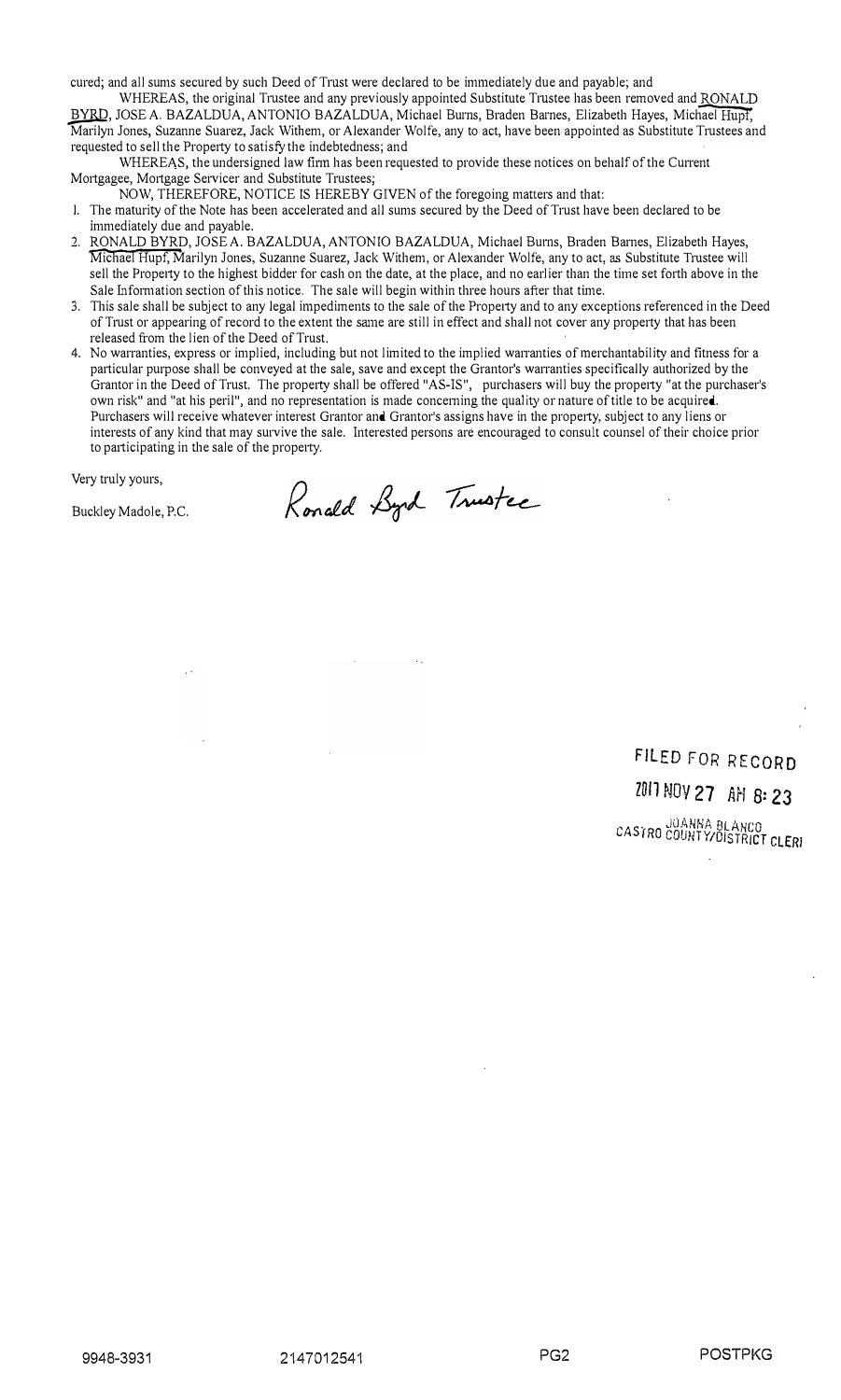cured; and all sums secured by such Deed of Trust were declared to be immediately due and payable; and

WHEREAS, the original Trustee and any previously appointed Substitute Trustee has been removed and RONALD BYRD, JOSE A. BAZALDUA, ANTONIO BAZALDUA, Michael Burns, Braden Barnes, Elizabeth Hayes, Michael Hupf, Marilyn Jones, Suzanne Suarez, Jack Withem, or Alexander Wolfe, any to act, have been appointed as Substitute Trustees and requested to sell the Property to satisfy the indebtedness; and

WHEREAS, the undersigned law firm has been requested to provide these notices on behalf of the Current Mortgagee, Mortgage Servicer and Substitute Trustees;

NOW, THEREFORE, NOTICE IS HEREBY GIVEN of the foregoing matters and that:

1. The maturity of the Note has been accelerated and all sums secured by the Deed of Trust have been declared to be immediately due and payable.
2. RONALD BYRD, JOSE A. BAZALDUA, ANTONIO BAZALDUA, Michael Burns, Braden Barnes, Elizabeth Hayes, Michael Hupf, Marilyn Jones, Suzanne Suarez, Jack Withem, or Alexander Wolfe, any to act, as Substitute Trustee will sell the Property to the highest bidder for cash on the date, at the place, and no earlier than the time set forth above in the Sale Information section of this notice. The sale will begin within three hours after that time.
3. This sale shall be subject to any legal impediments to the sale of the Property and to any exceptions referenced in the Deed of Trust or appearing of record to the extent the same are still in effect and shall not cover any property that has been released from the lien of the Deed of Trust.
4. No warranties, express or implied, including but not limited to the implied warranties of merchantability and fitness for a particular purpose shall be conveyed at the sale, save and except the Grantor's warranties specifically authorized by the Grantor in the Deed of Trust. The property shall be offered "AS-IS", purchasers will buy the property "at the purchaser's own risk" and "at his peril", and no representation is made concerning the quality or nature of title to be acquired. Purchasers will receive whatever interest Grantor and Grantor's assigns have in the property, subject to any liens or interests of any kind that may survive the sale. Interested persons are encouraged to consult counsel of their choice prior to participating in the sale of the property.

Very truly yours,

Buckley Madole, P.C.

Ronald Byrd Trustee

FILED FOR RECORD

2017 NOV 27 AM 8:23

JOANNA BLANCO
CASTRO COUNTY/DISTRICT CLERK

9948-3931 2147012541 PG2 POSTPKG